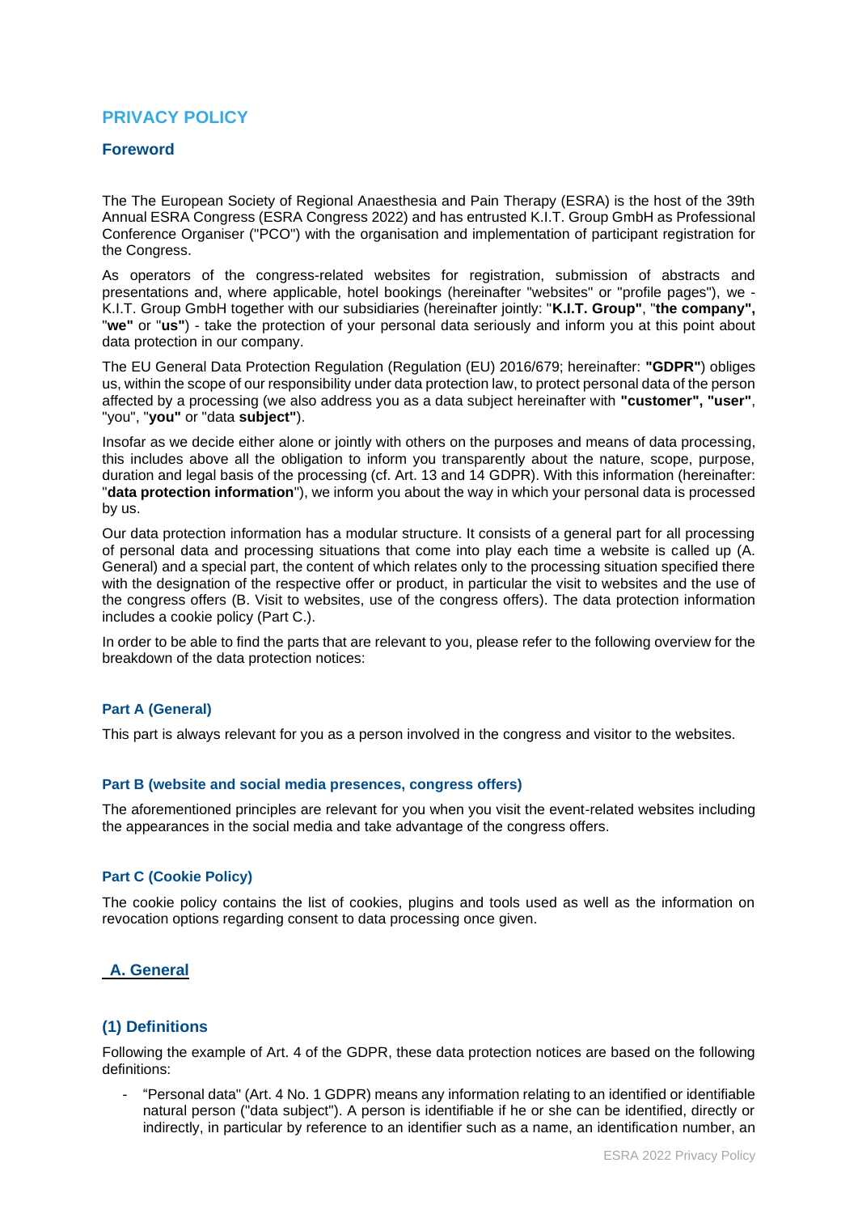# PRIVACY POLICY

## Foreword

The The European Society of Regional Anaesthesia and Pain Therapy (ESRA) is the host of the 39th Annual ESRA Congress (ESRA Congress 2022) and has entrusted K.I.T. Group GmbH as Professional Conference Organiser ("PCO") with the organisation and implementation of participant registration for the Congress.

As operators of the congress-related websites for registration, submission of abstracts and presentations and, where applicable, hotel bookings (hereinafter "websites" or "profile pages"), we - K.I.T. Group GmbH together with our subsidiaries (hereinafter jointly: "**K.I.T. Group**", "**the company",** "**we"** or "**us"**) - take the protection of your personal data seriously and inform you at this point about data protection in our company.

The EU General Data Protection Regulation (Regulation (EU) 2016/679; hereinafter: **"GDPR"**) obliges us, within the scope of our responsibility under data protection law, to protect personal data of the person affected by a processing (we also address you as a data subject hereinafter with **"customer", "user"**, "you", "**you"** or "data **subject"**).

Insofar as we decide either alone or jointly with others on the purposes and means of data processing, this includes above all the obligation to inform you transparently about the nature, scope, purpose, duration and legal basis of the processing (cf. Art. 13 and 14 GDPR). With this information (hereinafter: "**data protection information**"), we inform you about the way in which your personal data is processed by us.

Our data protection information has a modular structure. It consists of a general part for all processing of personal data and processing situations that come into play each time a website is called up (A. General) and a special part, the content of which relates only to the processing situation specified there with the designation of the respective offer or product, in particular the visit to websites and the use of the congress offers (B. Visit to websites, use of the congress offers). The data protection information includes a cookie policy (Part C.).

In order to be able to find the parts that are relevant to you, please refer to the following overview for the breakdown of the data protection notices:

### Part A (General)

This part is always relevant for you as a person involved in the congress and visitor to the websites.

### Part B (website and social media presences, congress offers)

The aforementioned principles are relevant for you when you visit the event-related websites including the appearances in the social media and take advantage of the congress offers.

### Part C (Cookie Policy)

The cookie policy contains the list of cookies, plugins and tools used as well as the information on revocation options regarding consent to data processing once given.

## A. General

### (1) Definitions

Following the example of Art. 4 of the GDPR, these data protection notices are based on the following definitions:

- "Personal data" (Art. 4 No. 1 GDPR) means any information relating to an identified or identifiable natural person ("data subject"). A person is identifiable if he or she can be identified, directly or indirectly, in particular by reference to an identifier such as a name, an identification number, an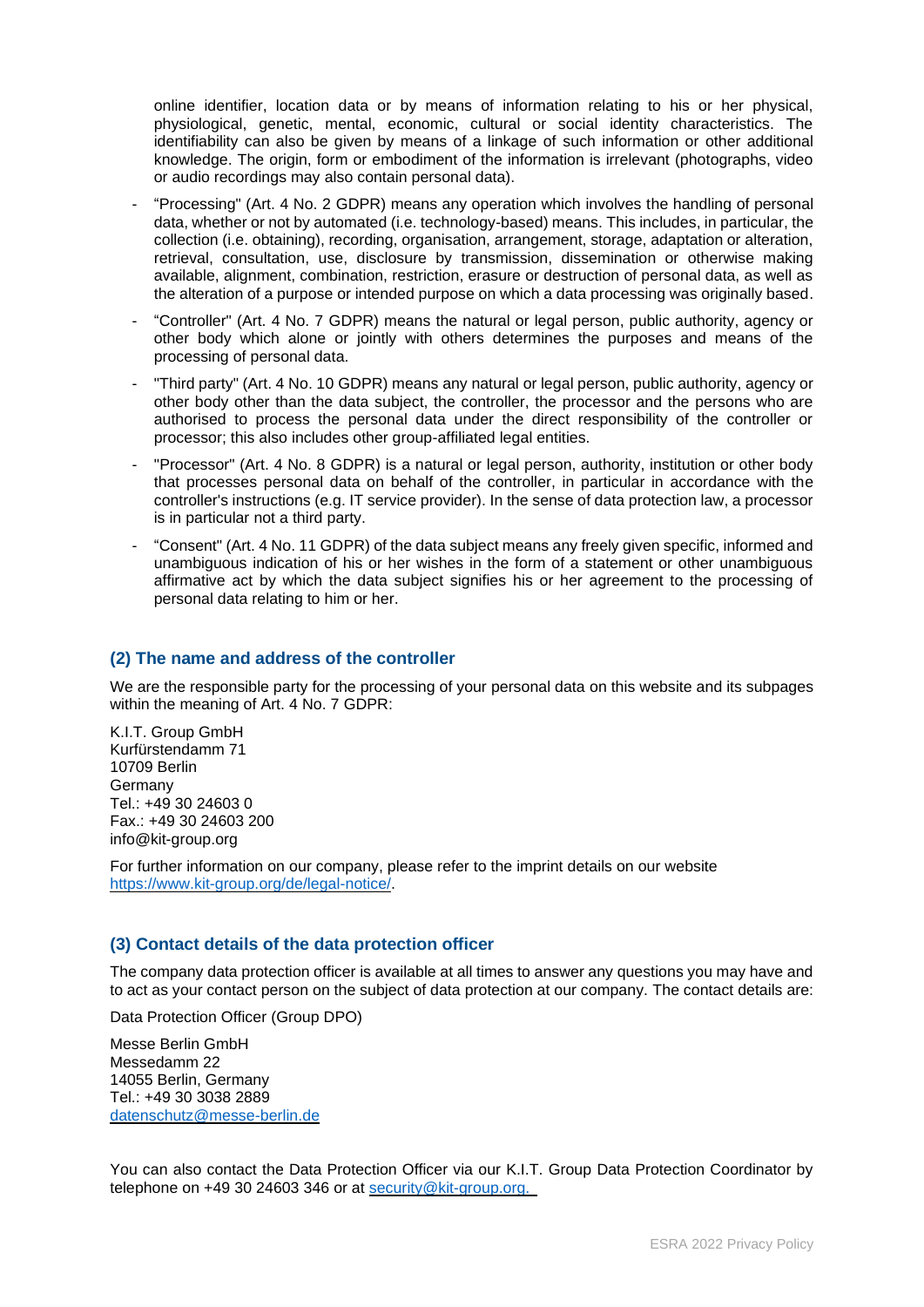online identifier, location data or by means of information relating to his or her physical, physiological, genetic, mental, economic, cultural or social identity characteristics. The identifiability can also be given by means of a linkage of such information or other additional knowledge. The origin, form or embodiment of the information is irrelevant (photographs, video or audio recordings may also contain personal data).

- "Processing" (Art. 4 No. 2 GDPR) means any operation which involves the handling of personal data, whether or not by automated (i.e. technology-based) means. This includes, in particular, the collection (i.e. obtaining), recording, organisation, arrangement, storage, adaptation or alteration, retrieval, consultation, use, disclosure by transmission, dissemination or otherwise making available, alignment, combination, restriction, erasure or destruction of personal data, as well as the alteration of a purpose or intended purpose on which a data processing was originally based.
- "Controller" (Art. 4 No. 7 GDPR) means the natural or legal person, public authority, agency or other body which alone or jointly with others determines the purposes and means of the processing of personal data.
- "Third party" (Art. 4 No. 10 GDPR) means any natural or legal person, public authority, agency or other body other than the data subject, the controller, the processor and the persons who are authorised to process the personal data under the direct responsibility of the controller or processor; this also includes other group-affiliated legal entities.
- "Processor" (Art. 4 No. 8 GDPR) is a natural or legal person, authority, institution or other body that processes personal data on behalf of the controller, in particular in accordance with the controller's instructions (e.g. IT service provider). In the sense of data protection law, a processor is in particular not a third party.
- "Consent" (Art. 4 No. 11 GDPR) of the data subject means any freely given specific, informed and unambiguous indication of his or her wishes in the form of a statement or other unambiguous affirmative act by which the data subject signifies his or her agreement to the processing of personal data relating to him or her.

## (2) The name and address of the controller

We are the responsible party for the processing of your personal data on this website and its subpages within the meaning of Art. 4 No. 7 GDPR:

K.I.T. Group GmbH
Kurfürstendamm 71
10709 Berlin
Germany
Tel.: +49 30 24603 0
Fax.: +49 30 24603 200
info@kit-group.org

For further information on our company, please refer to the imprint details on our website https://www.kit-group.org/de/legal-notice/.

## (3) Contact details of the data protection officer

The company data protection officer is available at all times to answer any questions you may have and to act as your contact person on the subject of data protection at our company. The contact details are:

Data Protection Officer (Group DPO)

Messe Berlin GmbH
Messedamm 22
14055 Berlin, Germany
Tel.: +49 30 3038 2889
datenschutz@messe-berlin.de

You can also contact the Data Protection Officer via our K.I.T. Group Data Protection Coordinator by telephone on +49 30 24603 346 or at security@kit-group.org.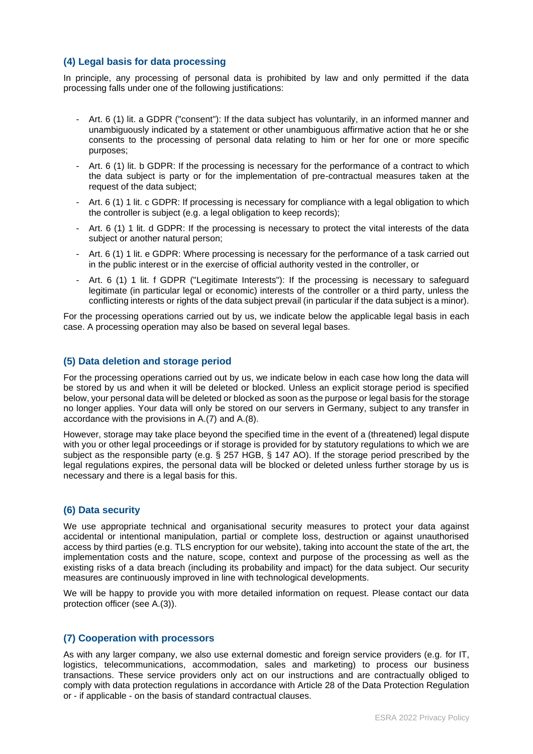### (4) Legal basis for data processing

In principle, any processing of personal data is prohibited by law and only permitted if the data processing falls under one of the following justifications:

- Art. 6 (1) lit. a GDPR ("consent"): If the data subject has voluntarily, in an informed manner and unambiguously indicated by a statement or other unambiguous affirmative action that he or she consents to the processing of personal data relating to him or her for one or more specific purposes;
- Art. 6 (1) lit. b GDPR: If the processing is necessary for the performance of a contract to which the data subject is party or for the implementation of pre-contractual measures taken at the request of the data subject;
- Art. 6 (1) 1 lit. c GDPR: If processing is necessary for compliance with a legal obligation to which the controller is subject (e.g. a legal obligation to keep records);
- Art. 6 (1) 1 lit. d GDPR: If the processing is necessary to protect the vital interests of the data subject or another natural person;
- Art. 6 (1) 1 lit. e GDPR: Where processing is necessary for the performance of a task carried out in the public interest or in the exercise of official authority vested in the controller, or
- Art. 6 (1) 1 lit. f GDPR ("Legitimate Interests"): If the processing is necessary to safeguard legitimate (in particular legal or economic) interests of the controller or a third party, unless the conflicting interests or rights of the data subject prevail (in particular if the data subject is a minor).

For the processing operations carried out by us, we indicate below the applicable legal basis in each case. A processing operation may also be based on several legal bases.

### (5) Data deletion and storage period

For the processing operations carried out by us, we indicate below in each case how long the data will be stored by us and when it will be deleted or blocked. Unless an explicit storage period is specified below, your personal data will be deleted or blocked as soon as the purpose or legal basis for the storage no longer applies. Your data will only be stored on our servers in Germany, subject to any transfer in accordance with the provisions in A.(7) and A.(8).

However, storage may take place beyond the specified time in the event of a (threatened) legal dispute with you or other legal proceedings or if storage is provided for by statutory regulations to which we are subject as the responsible party (e.g. § 257 HGB, § 147 AO). If the storage period prescribed by the legal regulations expires, the personal data will be blocked or deleted unless further storage by us is necessary and there is a legal basis for this.

### (6) Data security

We use appropriate technical and organisational security measures to protect your data against accidental or intentional manipulation, partial or complete loss, destruction or against unauthorised access by third parties (e.g. TLS encryption for our website), taking into account the state of the art, the implementation costs and the nature, scope, context and purpose of the processing as well as the existing risks of a data breach (including its probability and impact) for the data subject. Our security measures are continuously improved in line with technological developments.

We will be happy to provide you with more detailed information on request. Please contact our data protection officer (see A.(3)).

### (7) Cooperation with processors

As with any larger company, we also use external domestic and foreign service providers (e.g. for IT, logistics, telecommunications, accommodation, sales and marketing) to process our business transactions. These service providers only act on our instructions and are contractually obliged to comply with data protection regulations in accordance with Article 28 of the Data Protection Regulation or - if applicable - on the basis of standard contractual clauses.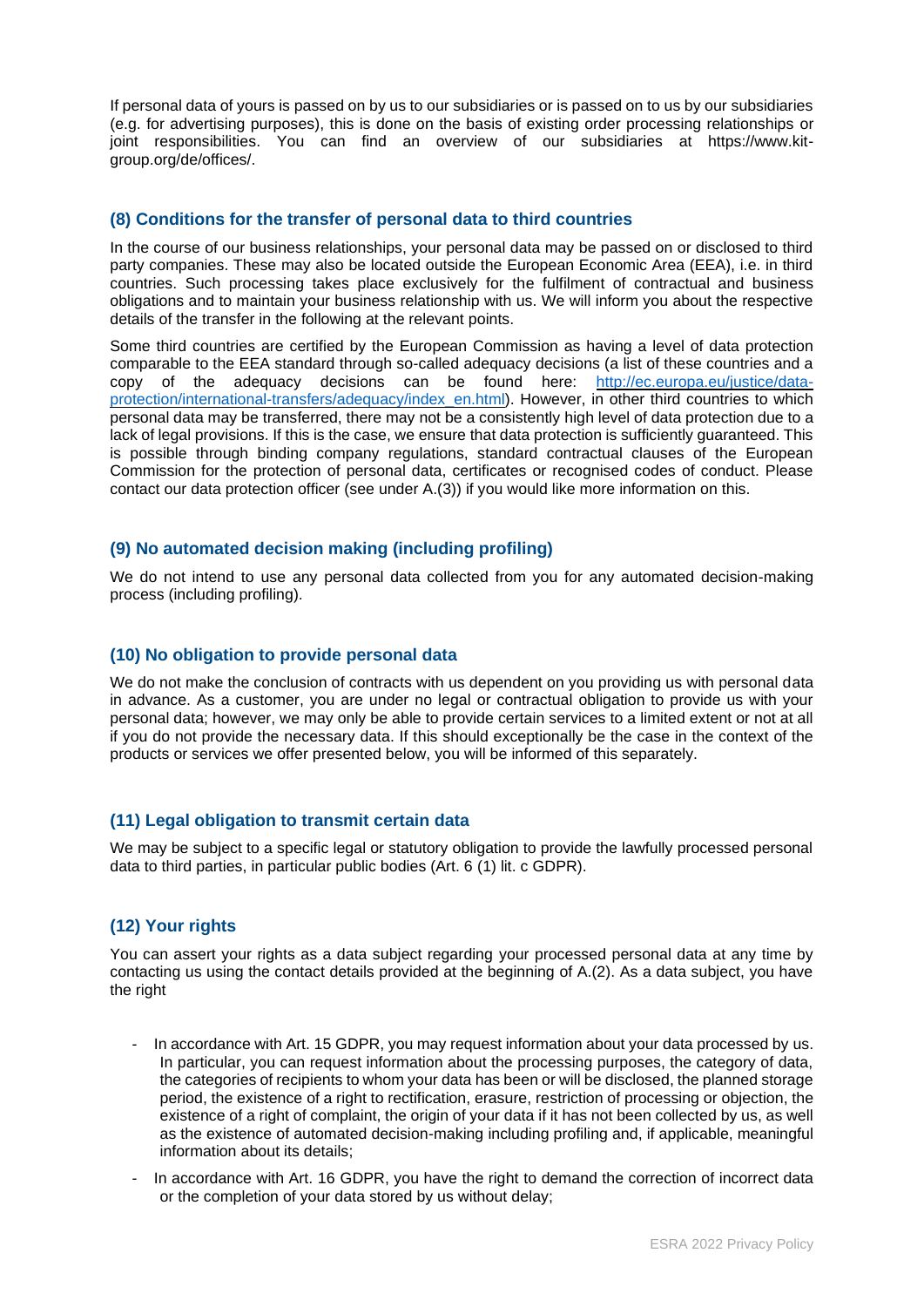If personal data of yours is passed on by us to our subsidiaries or is passed on to us by our subsidiaries (e.g. for advertising purposes), this is done on the basis of existing order processing relationships or joint responsibilities. You can find an overview of our subsidiaries at https://www.kit-group.org/de/offices/.

## (8) Conditions for the transfer of personal data to third countries

In the course of our business relationships, your personal data may be passed on or disclosed to third party companies. These may also be located outside the European Economic Area (EEA), i.e. in third countries. Such processing takes place exclusively for the fulfilment of contractual and business obligations and to maintain your business relationship with us. We will inform you about the respective details of the transfer in the following at the relevant points.

Some third countries are certified by the European Commission as having a level of data protection comparable to the EEA standard through so-called adequacy decisions (a list of these countries and a copy of the adequacy decisions can be found here: [http://ec.europa.eu/justice/data-protection/international-transfers/adequacy/index_en.html](http://ec.europa.eu/justice/data-protection/international-transfers/adequacy/index_en.html)). However, in other third countries to which personal data may be transferred, there may not be a consistently high level of data protection due to a lack of legal provisions. If this is the case, we ensure that data protection is sufficiently guaranteed. This is possible through binding company regulations, standard contractual clauses of the European Commission for the protection of personal data, certificates or recognised codes of conduct. Please contact our data protection officer (see under A.(3)) if you would like more information on this.

## (9) No automated decision making (including profiling)

We do not intend to use any personal data collected from you for any automated decision-making process (including profiling).

## (10) No obligation to provide personal data

We do not make the conclusion of contracts with us dependent on you providing us with personal data in advance. As a customer, you are under no legal or contractual obligation to provide us with your personal data; however, we may only be able to provide certain services to a limited extent or not at all if you do not provide the necessary data. If this should exceptionally be the case in the context of the products or services we offer presented below, you will be informed of this separately.

## (11) Legal obligation to transmit certain data

We may be subject to a specific legal or statutory obligation to provide the lawfully processed personal data to third parties, in particular public bodies (Art. 6 (1) lit. c GDPR).

## (12) Your rights

You can assert your rights as a data subject regarding your processed personal data at any time by contacting us using the contact details provided at the beginning of A.(2). As a data subject, you have the right

- In accordance with Art. 15 GDPR, you may request information about your data processed by us. In particular, you can request information about the processing purposes, the category of data, the categories of recipients to whom your data has been or will be disclosed, the planned storage period, the existence of a right to rectification, erasure, restriction of processing or objection, the existence of a right of complaint, the origin of your data if it has not been collected by us, as well as the existence of automated decision-making including profiling and, if applicable, meaningful information about its details;
- In accordance with Art. 16 GDPR, you have the right to demand the correction of incorrect data or the completion of your data stored by us without delay;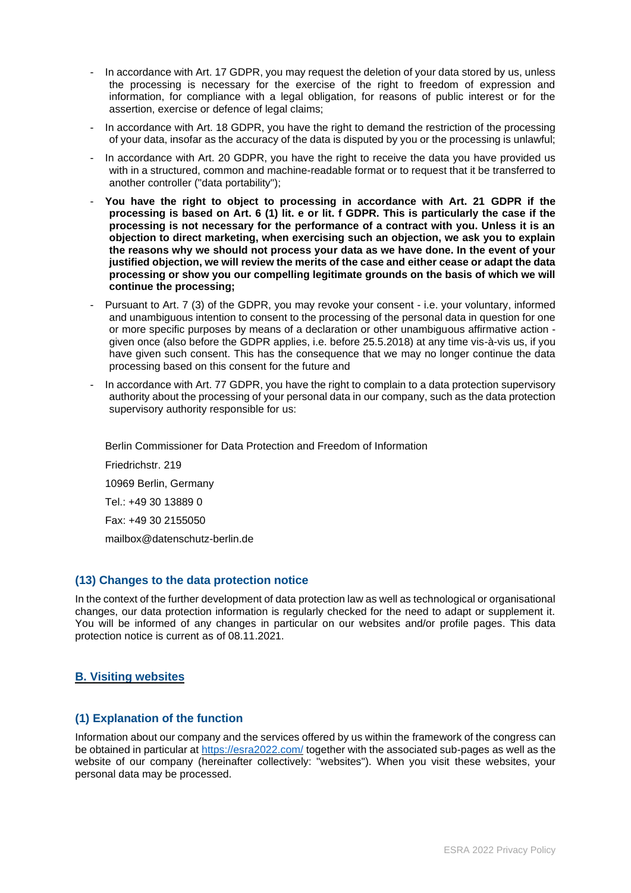- In accordance with Art. 17 GDPR, you may request the deletion of your data stored by us, unless the processing is necessary for the exercise of the right to freedom of expression and information, for compliance with a legal obligation, for reasons of public interest or for the assertion, exercise or defence of legal claims;
- In accordance with Art. 18 GDPR, you have the right to demand the restriction of the processing of your data, insofar as the accuracy of the data is disputed by you or the processing is unlawful;
- In accordance with Art. 20 GDPR, you have the right to receive the data you have provided us with in a structured, common and machine-readable format or to request that it be transferred to another controller ("data portability");
- **You have the right to object to processing in accordance with Art. 21 GDPR if the processing is based on Art. 6 (1) lit. e or lit. f GDPR. This is particularly the case if the processing is not necessary for the performance of a contract with you. Unless it is an objection to direct marketing, when exercising such an objection, we ask you to explain the reasons why we should not process your data as we have done. In the event of your justified objection, we will review the merits of the case and either cease or adapt the data processing or show you our compelling legitimate grounds on the basis of which we will continue the processing;**
- Pursuant to Art. 7 (3) of the GDPR, you may revoke your consent - i.e. your voluntary, informed and unambiguous intention to consent to the processing of the personal data in question for one or more specific purposes by means of a declaration or other unambiguous affirmative action - given once (also before the GDPR applies, i.e. before 25.5.2018) at any time vis-à-vis us, if you have given such consent. This has the consequence that we may no longer continue the data processing based on this consent for the future and
- In accordance with Art. 77 GDPR, you have the right to complain to a data protection supervisory authority about the processing of your personal data in our company, such as the data protection supervisory authority responsible for us:

  Berlin Commissioner for Data Protection and Freedom of Information

  Friedrichstr. 219

  10969 Berlin, Germany

  Tel.: +49 30 13889 0

  Fax: +49 30 2155050

  mailbox@datenschutz-berlin.de

### (13) Changes to the data protection notice

In the context of the further development of data protection law as well as technological or organisational changes, our data protection information is regularly checked for the need to adapt or supplement it. You will be informed of any changes in particular on our websites and/or profile pages. This data protection notice is current as of 08.11.2021.

## B. Visiting websites

### (1) Explanation of the function

Information about our company and the services offered by us within the framework of the congress can be obtained in particular at https://esra2022.com/ together with the associated sub-pages as well as the website of our company (hereinafter collectively: "websites"). When you visit these websites, your personal data may be processed.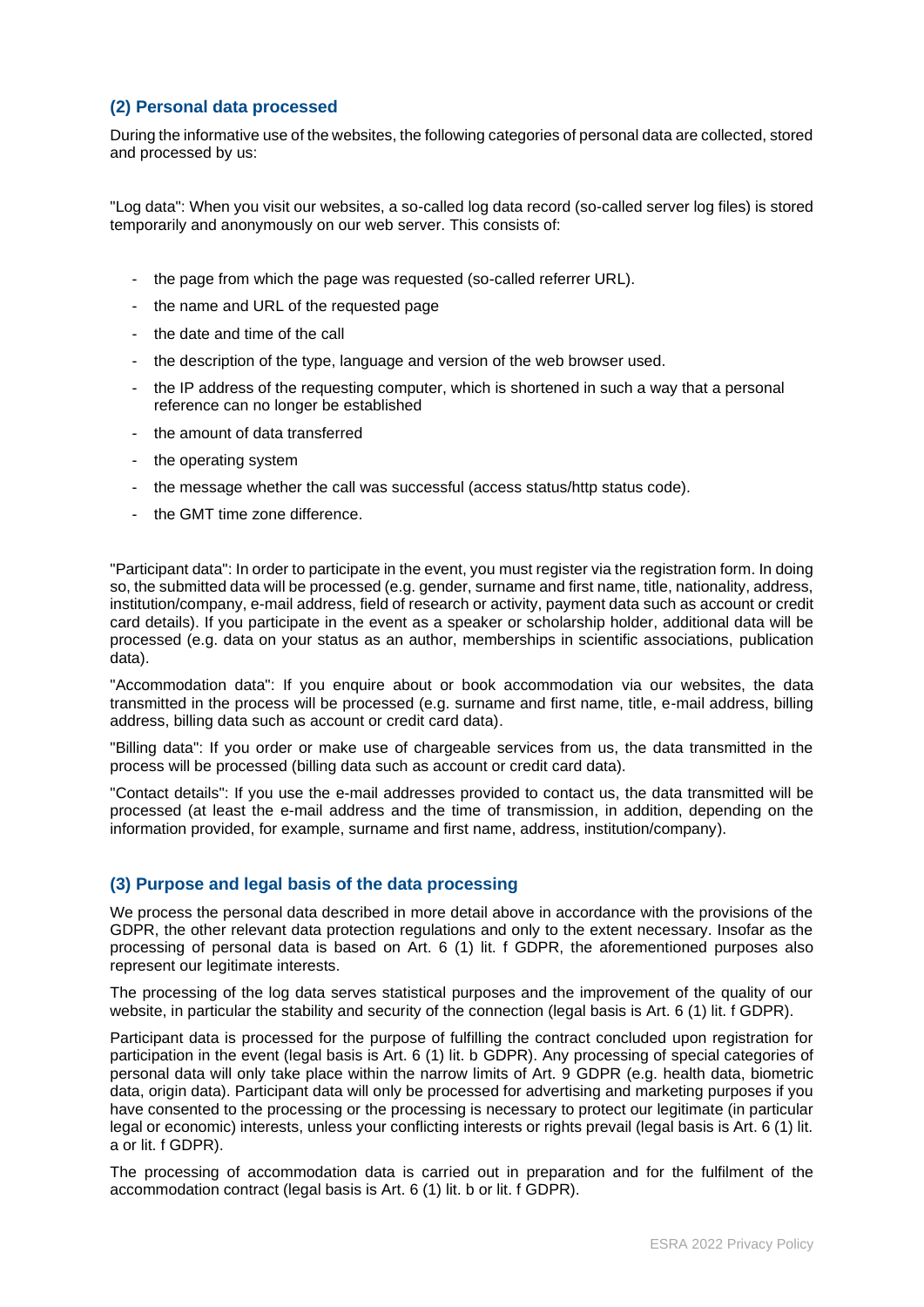## (2) Personal data processed

During the informative use of the websites, the following categories of personal data are collected, stored and processed by us:

"Log data": When you visit our websites, a so-called log data record (so-called server log files) is stored temporarily and anonymously on our web server. This consists of:

- the page from which the page was requested (so-called referrer URL).
- the name and URL of the requested page
- the date and time of the call
- the description of the type, language and version of the web browser used.
- the IP address of the requesting computer, which is shortened in such a way that a personal reference can no longer be established
- the amount of data transferred
- the operating system
- the message whether the call was successful (access status/http status code).
- the GMT time zone difference.

"Participant data": In order to participate in the event, you must register via the registration form. In doing so, the submitted data will be processed (e.g. gender, surname and first name, title, nationality, address, institution/company, e-mail address, field of research or activity, payment data such as account or credit card details). If you participate in the event as a speaker or scholarship holder, additional data will be processed (e.g. data on your status as an author, memberships in scientific associations, publication data).

"Accommodation data": If you enquire about or book accommodation via our websites, the data transmitted in the process will be processed (e.g. surname and first name, title, e-mail address, billing address, billing data such as account or credit card data).

"Billing data": If you order or make use of chargeable services from us, the data transmitted in the process will be processed (billing data such as account or credit card data).

"Contact details": If you use the e-mail addresses provided to contact us, the data transmitted will be processed (at least the e-mail address and the time of transmission, in addition, depending on the information provided, for example, surname and first name, address, institution/company).

## (3) Purpose and legal basis of the data processing

We process the personal data described in more detail above in accordance with the provisions of the GDPR, the other relevant data protection regulations and only to the extent necessary. Insofar as the processing of personal data is based on Art. 6 (1) lit. f GDPR, the aforementioned purposes also represent our legitimate interests.

The processing of the log data serves statistical purposes and the improvement of the quality of our website, in particular the stability and security of the connection (legal basis is Art. 6 (1) lit. f GDPR).

Participant data is processed for the purpose of fulfilling the contract concluded upon registration for participation in the event (legal basis is Art. 6 (1) lit. b GDPR). Any processing of special categories of personal data will only take place within the narrow limits of Art. 9 GDPR (e.g. health data, biometric data, origin data). Participant data will only be processed for advertising and marketing purposes if you have consented to the processing or the processing is necessary to protect our legitimate (in particular legal or economic) interests, unless your conflicting interests or rights prevail (legal basis is Art. 6 (1) lit. a or lit. f GDPR).

The processing of accommodation data is carried out in preparation and for the fulfilment of the accommodation contract (legal basis is Art. 6 (1) lit. b or lit. f GDPR).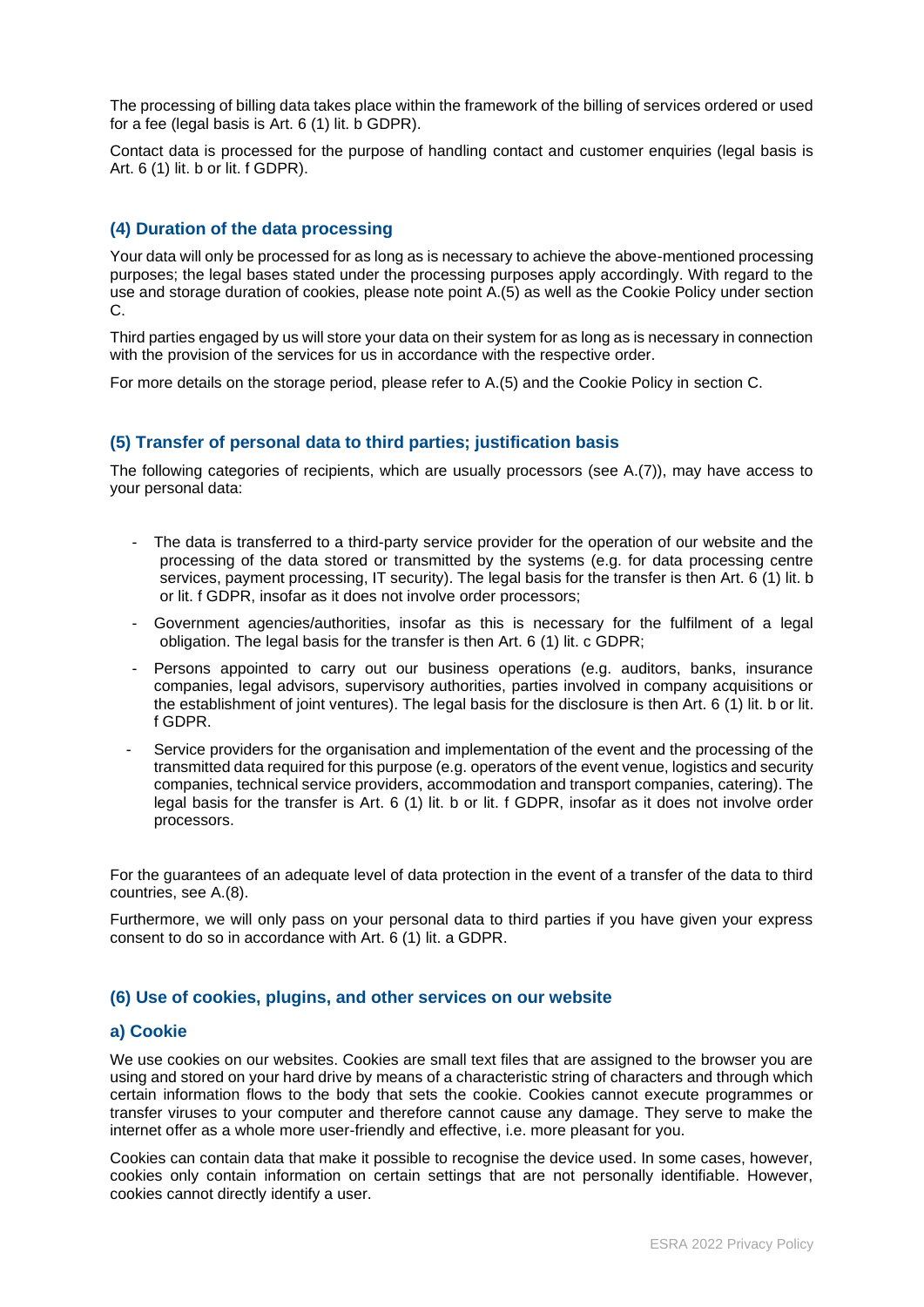The processing of billing data takes place within the framework of the billing of services ordered or used for a fee (legal basis is Art. 6 (1) lit. b GDPR).

Contact data is processed for the purpose of handling contact and customer enquiries (legal basis is Art. 6 (1) lit. b or lit. f GDPR).

### (4) Duration of the data processing

Your data will only be processed for as long as is necessary to achieve the above-mentioned processing purposes; the legal bases stated under the processing purposes apply accordingly. With regard to the use and storage duration of cookies, please note point A.(5) as well as the Cookie Policy under section C.

Third parties engaged by us will store your data on their system for as long as is necessary in connection with the provision of the services for us in accordance with the respective order.

For more details on the storage period, please refer to A.(5) and the Cookie Policy in section C.

### (5) Transfer of personal data to third parties; justification basis

The following categories of recipients, which are usually processors (see A.(7)), may have access to your personal data:

- The data is transferred to a third-party service provider for the operation of our website and the processing of the data stored or transmitted by the systems (e.g. for data processing centre services, payment processing, IT security). The legal basis for the transfer is then Art. 6 (1) lit. b or lit. f GDPR, insofar as it does not involve order processors;
- Government agencies/authorities, insofar as this is necessary for the fulfilment of a legal obligation. The legal basis for the transfer is then Art. 6 (1) lit. c GDPR;
- Persons appointed to carry out our business operations (e.g. auditors, banks, insurance companies, legal advisors, supervisory authorities, parties involved in company acquisitions or the establishment of joint ventures). The legal basis for the disclosure is then Art. 6 (1) lit. b or lit. f GDPR.
- Service providers for the organisation and implementation of the event and the processing of the transmitted data required for this purpose (e.g. operators of the event venue, logistics and security companies, technical service providers, accommodation and transport companies, catering). The legal basis for the transfer is Art. 6 (1) lit. b or lit. f GDPR, insofar as it does not involve order processors.

For the guarantees of an adequate level of data protection in the event of a transfer of the data to third countries, see A.(8).

Furthermore, we will only pass on your personal data to third parties if you have given your express consent to do so in accordance with Art. 6 (1) lit. a GDPR.

### (6) Use of cookies, plugins, and other services on our website

#### a) Cookie

We use cookies on our websites. Cookies are small text files that are assigned to the browser you are using and stored on your hard drive by means of a characteristic string of characters and through which certain information flows to the body that sets the cookie. Cookies cannot execute programmes or transfer viruses to your computer and therefore cannot cause any damage. They serve to make the internet offer as a whole more user-friendly and effective, i.e. more pleasant for you.

Cookies can contain data that make it possible to recognise the device used. In some cases, however, cookies only contain information on certain settings that are not personally identifiable. However, cookies cannot directly identify a user.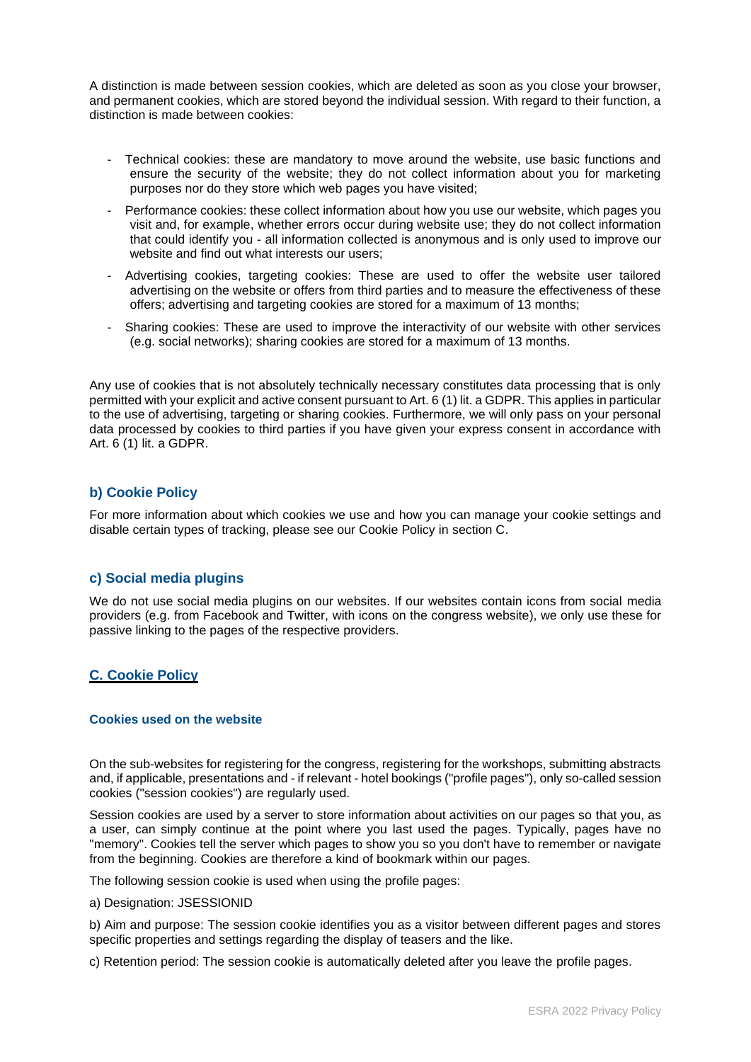A distinction is made between session cookies, which are deleted as soon as you close your browser, and permanent cookies, which are stored beyond the individual session. With regard to their function, a distinction is made between cookies:

- Technical cookies: these are mandatory to move around the website, use basic functions and ensure the security of the website; they do not collect information about you for marketing purposes nor do they store which web pages you have visited;
- Performance cookies: these collect information about how you use our website, which pages you visit and, for example, whether errors occur during website use; they do not collect information that could identify you - all information collected is anonymous and is only used to improve our website and find out what interests our users;
- Advertising cookies, targeting cookies: These are used to offer the website user tailored advertising on the website or offers from third parties and to measure the effectiveness of these offers; advertising and targeting cookies are stored for a maximum of 13 months;
- Sharing cookies: These are used to improve the interactivity of our website with other services (e.g. social networks); sharing cookies are stored for a maximum of 13 months.

Any use of cookies that is not absolutely technically necessary constitutes data processing that is only permitted with your explicit and active consent pursuant to Art. 6 (1) lit. a GDPR. This applies in particular to the use of advertising, targeting or sharing cookies. Furthermore, we will only pass on your personal data processed by cookies to third parties if you have given your express consent in accordance with Art. 6 (1) lit. a GDPR.

### b) Cookie Policy

For more information about which cookies we use and how you can manage your cookie settings and disable certain types of tracking, please see our Cookie Policy in section C.

### c) Social media plugins

We do not use social media plugins on our websites. If our websites contain icons from social media providers (e.g. from Facebook and Twitter, with icons on the congress website), we only use these for passive linking to the pages of the respective providers.

## C. Cookie Policy

#### Cookies used on the website

On the sub-websites for registering for the congress, registering for the workshops, submitting abstracts and, if applicable, presentations and - if relevant - hotel bookings ("profile pages"), only so-called session cookies ("session cookies") are regularly used.

Session cookies are used by a server to store information about activities on our pages so that you, as a user, can simply continue at the point where you last used the pages. Typically, pages have no "memory". Cookies tell the server which pages to show you so you don't have to remember or navigate from the beginning. Cookies are therefore a kind of bookmark within our pages.

The following session cookie is used when using the profile pages:

a) Designation: JSESSIONID

b) Aim and purpose: The session cookie identifies you as a visitor between different pages and stores specific properties and settings regarding the display of teasers and the like.

c) Retention period: The session cookie is automatically deleted after you leave the profile pages.